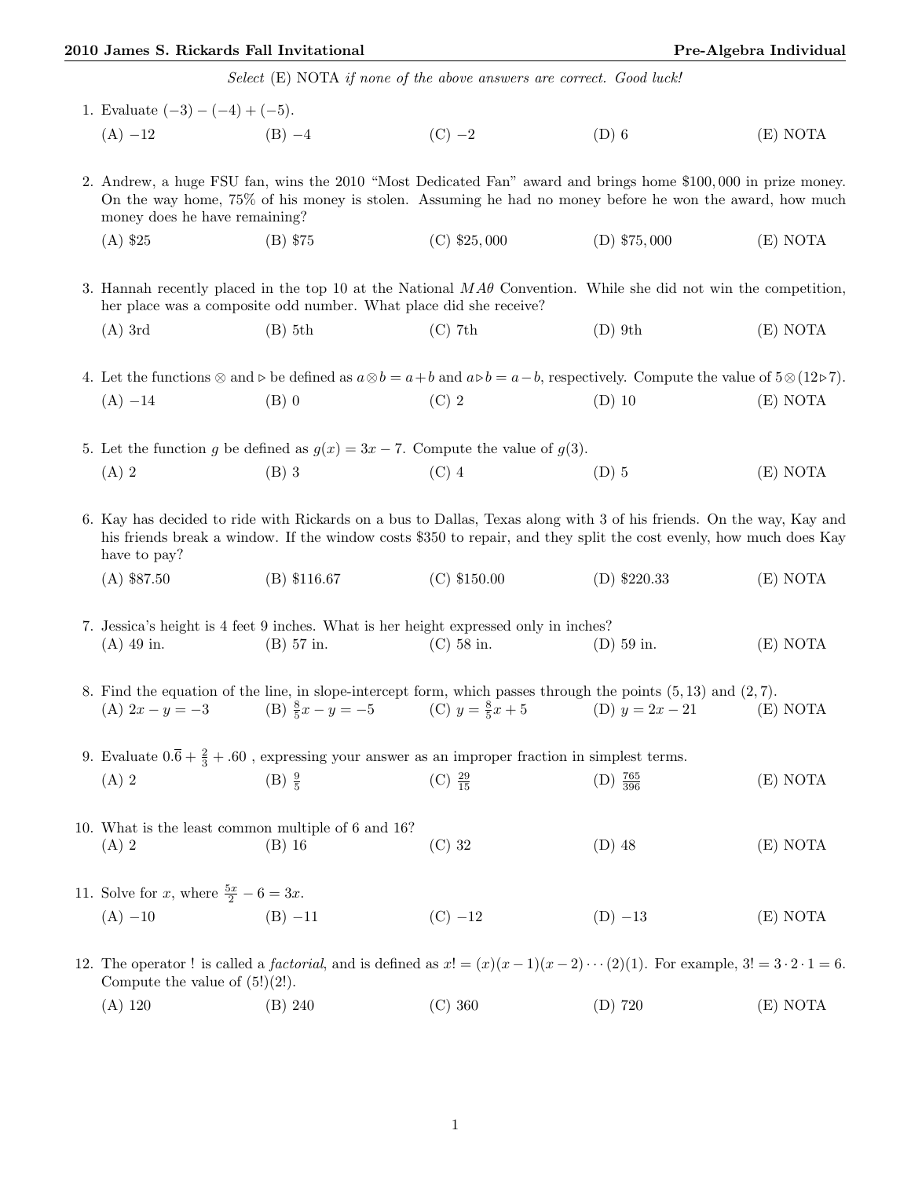*Select* (E) NOTA *if none of the above answers are correct. Good luck!*

1. Evaluate $(-3) - (-4) + (-5)$.

   (A) $-12$ (B) $-4$ (C) $-2$ (D) 6 (E) NOTA

2. Andrew, a huge FSU fan, wins the 2010 "Most Dedicated Fan" award and brings home $100,000 in prize money. On the way home, 75% of his money is stolen. Assuming he had no money before he won the award, how much money does he have remaining?

   (A) $25 (B) $75 (C) $25,000 (D) $75,000 (E) NOTA

3. Hannah recently placed in the top 10 at the National $MA\theta$ Convention. While she did not win the competition, her place was a composite odd number. What place did she receive?

   (A) 3rd (B) 5th (C) 7th (D) 9th (E) NOTA

4. Let the functions $\otimes$ and $\triangleright$ be defined as $a \otimes b = a + b$ and $a \triangleright b = a - b$, respectively. Compute the value of $5 \otimes (12 \triangleright 7)$.

   (A) $-14$ (B) 0 (C) 2 (D) 10 (E) NOTA

5. Let the function $g$ be defined as $g(x) = 3x - 7$. Compute the value of $g(3)$.

   (A) 2 (B) 3 (C) 4 (D) 5 (E) NOTA

6. Kay has decided to ride with Rickards on a bus to Dallas, Texas along with 3 of his friends. On the way, Kay and his friends break a window. If the window costs $350 to repair, and they split the cost evenly, how much does Kay have to pay?

   (A) $87.50 (B) $116.67 (C) $150.00 (D) $220.33 (E) NOTA

7. Jessica's height is 4 feet 9 inches. What is her height expressed only in inches?

   (A) 49 in. (B) 57 in. (C) 58 in. (D) 59 in. (E) NOTA

8. Find the equation of the line, in slope-intercept form, which passes through the points $(5, 13)$ and $(2, 7)$.

   (A) $2x - y = -3$ (B) $\frac{8}{5}x - y = -5$ (C) $y = \frac{8}{5}x + 5$ (D) $y = 2x - 21$ (E) NOTA

9. Evaluate $0.\overline{6} + \frac{2}{3} + .60$ , expressing your answer as an improper fraction in simplest terms.

   (A) 2 (B) $\frac{9}{5}$ (C) $\frac{29}{15}$ (D) $\frac{765}{396}$ (E) NOTA

10. What is the least common multiple of 6 and 16?

    (A) 2 (B) 16 (C) 32 (D) 48 (E) NOTA

11. Solve for $x$, where $\frac{5x}{2} - 6 = 3x$.

    (A) $-10$ (B) $-11$ (C) $-12$ (D) $-13$ (E) NOTA

12. The operator ! is called a *factorial*, and is defined as $x! = (x)(x-1)(x-2)\cdots(2)(1)$. For example, $3! = 3 \cdot 2 \cdot 1 = 6$. Compute the value of $(5!)(2!)$.

    (A) 120 (B) 240 (C) 360 (D) 720 (E) NOTA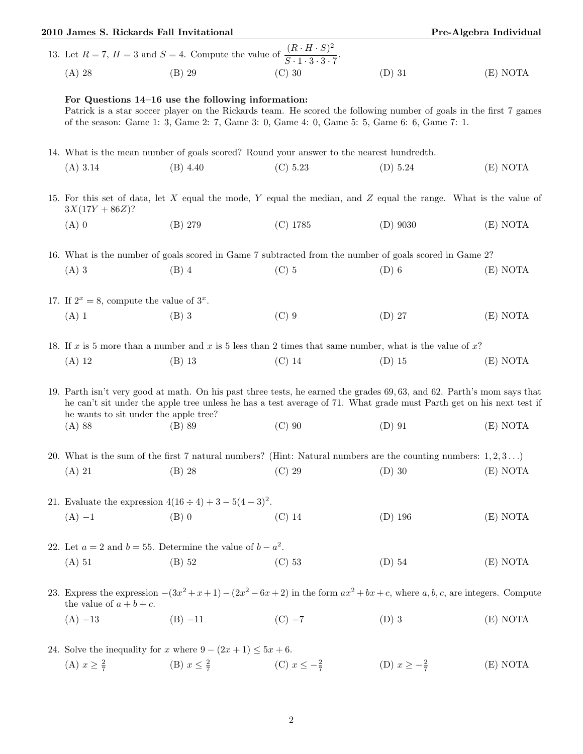13. Let $R = 7$, $H = 3$ and $S = 4$. Compute the value of $\dfrac{(R \cdot H \cdot S)^2}{S \cdot 1 \cdot 3 \cdot 3 \cdot 7}$.

(A) 28 (B) 29 (C) 30 (D) 31 (E) NOTA

**For Questions 14–16 use the following information:**
Patrick is a star soccer player on the Rickards team. He scored the following number of goals in the first 7 games of the season: Game 1: 3, Game 2: 7, Game 3: 0, Game 4: 0, Game 5: 5, Game 6: 6, Game 7: 1.

14. What is the mean number of goals scored? Round your answer to the nearest hundredth.

(A) 3.14 (B) 4.40 (C) 5.23 (D) 5.24 (E) NOTA

15. For this set of data, let $X$ equal the mode, $Y$ equal the median, and $Z$ equal the range. What is the value of $3X(17Y + 86Z)$?

(A) 0 (B) 279 (C) 1785 (D) 9030 (E) NOTA

16. What is the number of goals scored in Game 7 subtracted from the number of goals scored in Game 2?

(A) 3 (B) 4 (C) 5 (D) 6 (E) NOTA

17. If $2^x = 8$, compute the value of $3^x$.

(A) 1 (B) 3 (C) 9 (D) 27 (E) NOTA

18. If $x$ is 5 more than a number and $x$ is 5 less than 2 times that same number, what is the value of $x$?

(A) 12 (B) 13 (C) 14 (D) 15 (E) NOTA

19. Parth isn't very good at math. On his past three tests, he earned the grades 69, 63, and 62. Parth's mom says that he can't sit under the apple tree unless he has a test average of 71. What grade must Parth get on his next test if he wants to sit under the apple tree?

(A) 88 (B) 89 (C) 90 (D) 91 (E) NOTA

20. What is the sum of the first 7 natural numbers? (Hint: Natural numbers are the counting numbers: $1, 2, 3 \ldots$)

(A) 21 (B) 28 (C) 29 (D) 30 (E) NOTA

21. Evaluate the expression $4(16 \div 4) + 3 - 5(4 - 3)^2$.

(A) $-1$ (B) 0 (C) 14 (D) 196 (E) NOTA

22. Let $a = 2$ and $b = 55$. Determine the value of $b - a^2$.

(A) 51 (B) 52 (C) 53 (D) 54 (E) NOTA

23. Express the expression $-(3x^2 + x + 1) - (2x^2 - 6x + 2)$ in the form $ax^2 + bx + c$, where $a, b, c$, are integers. Compute the value of $a + b + c$.

(A) $-13$ (B) $-11$ (C) $-7$ (D) 3 (E) NOTA

24. Solve the inequality for $x$ where $9 - (2x + 1) \leq 5x + 6$.

(A) $x \geq \frac{2}{7}$ (B) $x \leq \frac{2}{7}$ (C) $x \leq -\frac{2}{7}$ (D) $x \geq -\frac{2}{7}$ (E) NOTA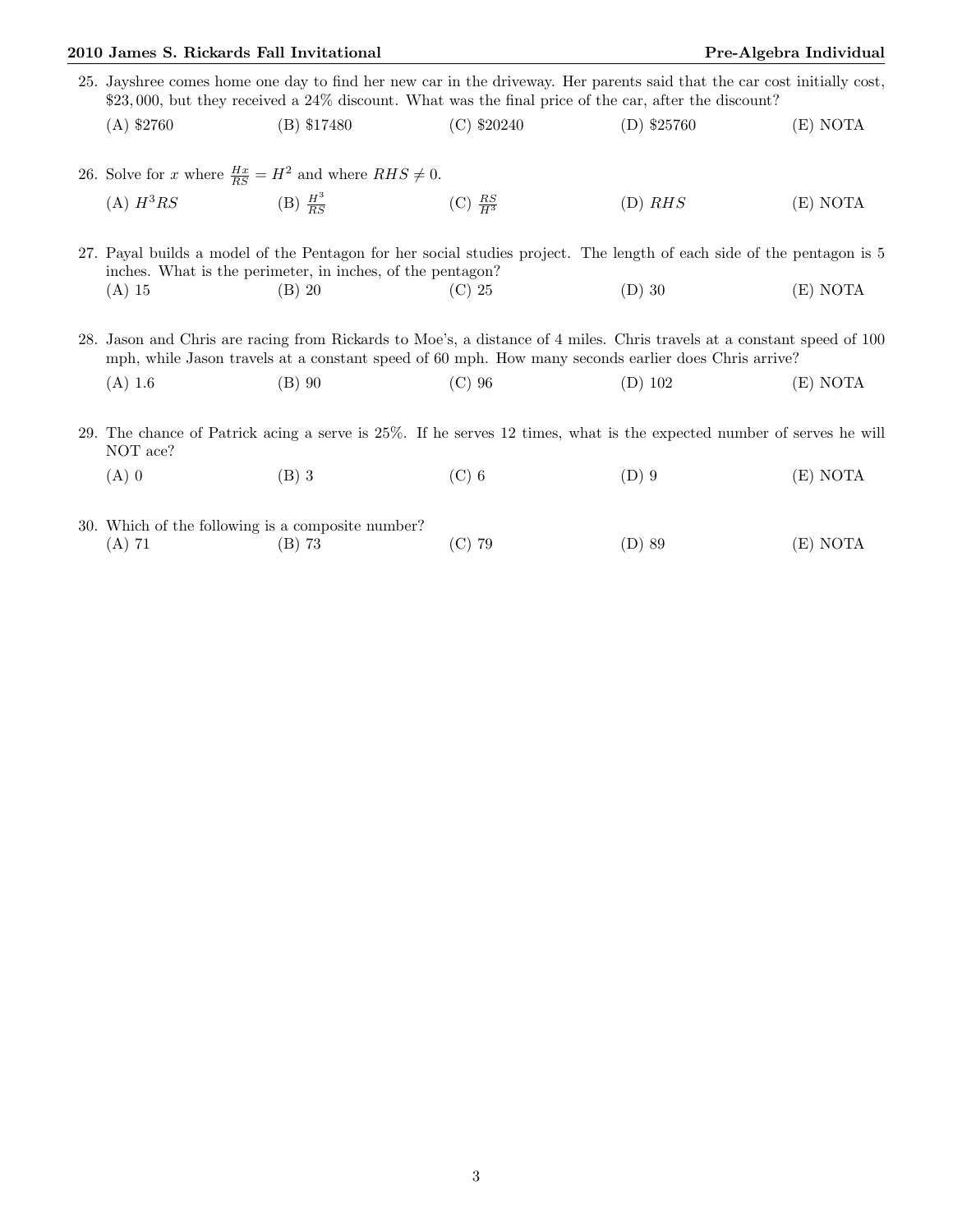25. Jayshree comes home one day to find her new car in the driveway. Her parents said that the car cost initially cost, \$23,000, but they received a 24% discount. What was the final price of the car, after the discount?

    (A) \$2760 (B) \$17480 (C) \$20240 (D) \$25760 (E) NOTA

26. Solve for $x$ where $\frac{Hx}{RS} = H^2$ and where $RHS \neq 0$.

    (A) $H^3RS$ (B) $\frac{H^3}{RS}$ (C) $\frac{RS}{H^3}$ (D) $RHS$ (E) NOTA

27. Payal builds a model of the Pentagon for her social studies project. The length of each side of the pentagon is 5 inches. What is the perimeter, in inches, of the pentagon?

    (A) 15 (B) 20 (C) 25 (D) 30 (E) NOTA

28. Jason and Chris are racing from Rickards to Moe's, a distance of 4 miles. Chris travels at a constant speed of 100 mph, while Jason travels at a constant speed of 60 mph. How many seconds earlier does Chris arrive?

    (A) 1.6 (B) 90 (C) 96 (D) 102 (E) NOTA

29. The chance of Patrick acing a serve is 25%. If he serves 12 times, what is the expected number of serves he will NOT ace?

    (A) 0 (B) 3 (C) 6 (D) 9 (E) NOTA

30. Which of the following is a composite number?

    (A) 71 (B) 73 (C) 79 (D) 89 (E) NOTA